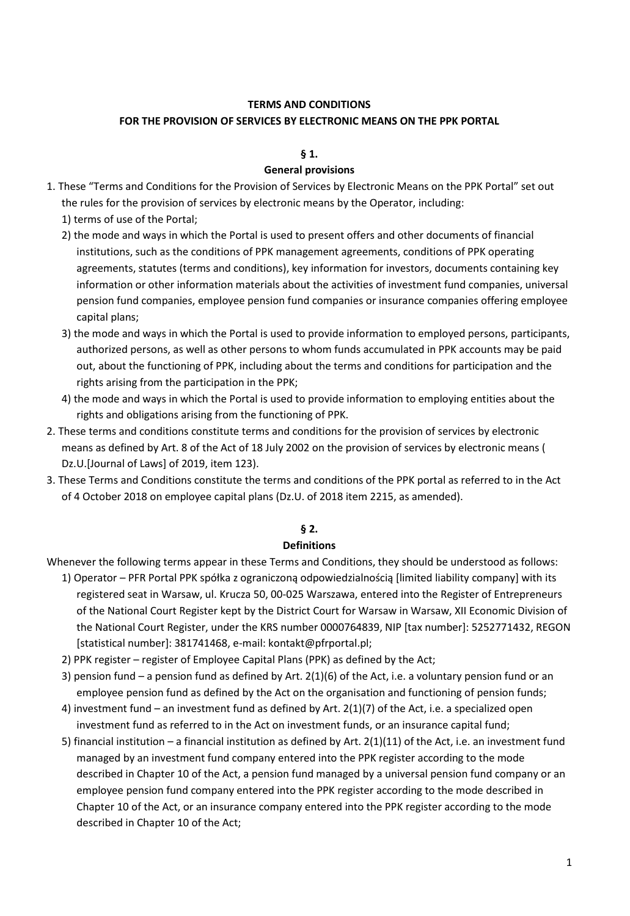# TERMS AND CONDITIONS

# FOR THE PROVISION OF SERVICES BY ELECTRONIC MEANS ON THE PPK PORTAL

## § 1.

## General provisions

1. These "Terms and Conditions for the Provision of Services by Electronic Means on the PPK Portal" set out the rules for the provision of services by electronic means by the Operator, including:
   1) terms of use of the Portal;
   2) the mode and ways in which the Portal is used to present offers and other documents of financial institutions, such as the conditions of PPK management agreements, conditions of PPK operating agreements, statutes (terms and conditions), key information for investors, documents containing key information or other information materials about the activities of investment fund companies, universal pension fund companies, employee pension fund companies or insurance companies offering employee capital plans;
   3) the mode and ways in which the Portal is used to provide information to employed persons, participants, authorized persons, as well as other persons to whom funds accumulated in PPK accounts may be paid out, about the functioning of PPK, including about the terms and conditions for participation and the rights arising from the participation in the PPK;
   4) the mode and ways in which the Portal is used to provide information to employing entities about the rights and obligations arising from the functioning of PPK.
2. These terms and conditions constitute terms and conditions for the provision of services by electronic means as defined by Art. 8 of the Act of 18 July 2002 on the provision of services by electronic means ( Dz.U.[Journal of Laws] of 2019, item 123).
3. These Terms and Conditions constitute the terms and conditions of the PPK portal as referred to in the Act of 4 October 2018 on employee capital plans (Dz.U. of 2018 item 2215, as amended).

## § 2.

## Definitions

Whenever the following terms appear in these Terms and Conditions, they should be understood as follows:

1) Operator – PFR Portal PPK spółka z ograniczoną odpowiedzialnością [limited liability company] with its registered seat in Warsaw, ul. Krucza 50, 00-025 Warszawa, entered into the Register of Entrepreneurs of the National Court Register kept by the District Court for Warsaw in Warsaw, XII Economic Division of the National Court Register, under the KRS number 0000764839, NIP [tax number]: 5252771432, REGON [statistical number]: 381741468, e-mail: kontakt@pfrportal.pl;
2) PPK register – register of Employee Capital Plans (PPK) as defined by the Act;
3) pension fund – a pension fund as defined by Art. 2(1)(6) of the Act, i.e. a voluntary pension fund or an employee pension fund as defined by the Act on the organisation and functioning of pension funds;
4) investment fund – an investment fund as defined by Art. 2(1)(7) of the Act, i.e. a specialized open investment fund as referred to in the Act on investment funds, or an insurance capital fund;
5) financial institution – a financial institution as defined by Art. 2(1)(11) of the Act, i.e. an investment fund managed by an investment fund company entered into the PPK register according to the mode described in Chapter 10 of the Act, a pension fund managed by a universal pension fund company or an employee pension fund company entered into the PPK register according to the mode described in Chapter 10 of the Act, or an insurance company entered into the PPK register according to the mode described in Chapter 10 of the Act;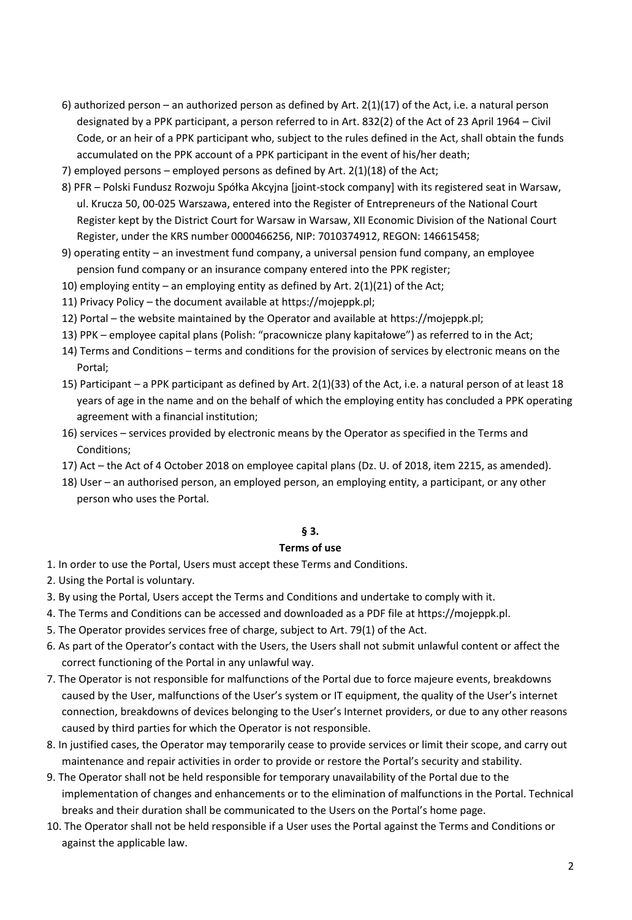6) authorized person – an authorized person as defined by Art. 2(1)(17) of the Act, i.e. a natural person designated by a PPK participant, a person referred to in Art. 832(2) of the Act of 23 April 1964 – Civil Code, or an heir of a PPK participant who, subject to the rules defined in the Act, shall obtain the funds accumulated on the PPK account of a PPK participant in the event of his/her death;

7) employed persons – employed persons as defined by Art. 2(1)(18) of the Act;

8) PFR – Polski Fundusz Rozwoju Spółka Akcyjna [joint-stock company] with its registered seat in Warsaw, ul. Krucza 50, 00-025 Warszawa, entered into the Register of Entrepreneurs of the National Court Register kept by the District Court for Warsaw in Warsaw, XII Economic Division of the National Court Register, under the KRS number 0000466256, NIP: 7010374912, REGON: 146615458;

9) operating entity – an investment fund company, a universal pension fund company, an employee pension fund company or an insurance company entered into the PPK register;

10) employing entity – an employing entity as defined by Art. 2(1)(21) of the Act;

11) Privacy Policy – the document available at https://mojeppk.pl;

12) Portal – the website maintained by the Operator and available at https://mojeppk.pl;

13) PPK – employee capital plans (Polish: "pracownicze plany kapitałowe") as referred to in the Act;

14) Terms and Conditions – terms and conditions for the provision of services by electronic means on the Portal;

15) Participant – a PPK participant as defined by Art. 2(1)(33) of the Act, i.e. a natural person of at least 18 years of age in the name and on the behalf of which the employing entity has concluded a PPK operating agreement with a financial institution;

16) services – services provided by electronic means by the Operator as specified in the Terms and Conditions;

17) Act – the Act of 4 October 2018 on employee capital plans (Dz. U. of 2018, item 2215, as amended).

18) User – an authorised person, an employed person, an employing entity, a participant, or any other person who uses the Portal.

## § 3.

## Terms of use

1. In order to use the Portal, Users must accept these Terms and Conditions.
2. Using the Portal is voluntary.
3. By using the Portal, Users accept the Terms and Conditions and undertake to comply with it.
4. The Terms and Conditions can be accessed and downloaded as a PDF file at https://mojeppk.pl.
5. The Operator provides services free of charge, subject to Art. 79(1) of the Act.
6. As part of the Operator's contact with the Users, the Users shall not submit unlawful content or affect the correct functioning of the Portal in any unlawful way.
7. The Operator is not responsible for malfunctions of the Portal due to force majeure events, breakdowns caused by the User, malfunctions of the User's system or IT equipment, the quality of the User's internet connection, breakdowns of devices belonging to the User's Internet providers, or due to any other reasons caused by third parties for which the Operator is not responsible.
8. In justified cases, the Operator may temporarily cease to provide services or limit their scope, and carry out maintenance and repair activities in order to provide or restore the Portal's security and stability.
9. The Operator shall not be held responsible for temporary unavailability of the Portal due to the implementation of changes and enhancements or to the elimination of malfunctions in the Portal. Technical breaks and their duration shall be communicated to the Users on the Portal's home page.
10. The Operator shall not be held responsible if a User uses the Portal against the Terms and Conditions or against the applicable law.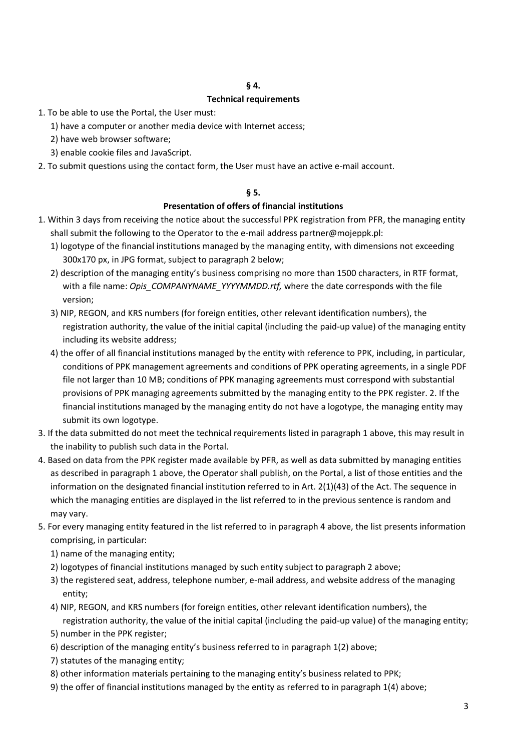**§ 4.**

**Technical requirements**

1. To be able to use the Portal, the User must:
   1) have a computer or another media device with Internet access;
   2) have web browser software;
   3) enable cookie files and JavaScript.
2. To submit questions using the contact form, the User must have an active e-mail account.

**§ 5.**

**Presentation of offers of financial institutions**

1. Within 3 days from receiving the notice about the successful PPK registration from PFR, the managing entity shall submit the following to the Operator to the e-mail address partner@mojeppk.pl:
   1) logotype of the financial institutions managed by the managing entity, with dimensions not exceeding 300x170 px, in JPG format, subject to paragraph 2 below;
   2) description of the managing entity's business comprising no more than 1500 characters, in RTF format, with a file name: *Opis_COMPANYNAME_YYYYMMDD.rtf,* where the date corresponds with the file version;
   3) NIP, REGON, and KRS numbers (for foreign entities, other relevant identification numbers), the registration authority, the value of the initial capital (including the paid-up value) of the managing entity including its website address;
   4) the offer of all financial institutions managed by the entity with reference to PPK, including, in particular, conditions of PPK management agreements and conditions of PPK operating agreements, in a single PDF file not larger than 10 MB; conditions of PPK managing agreements must correspond with substantial provisions of PPK managing agreements submitted by the managing entity to the PPK register. 2. If the financial institutions managed by the managing entity do not have a logotype, the managing entity may submit its own logotype.
3. If the data submitted do not meet the technical requirements listed in paragraph 1 above, this may result in the inability to publish such data in the Portal.
4. Based on data from the PPK register made available by PFR, as well as data submitted by managing entities as described in paragraph 1 above, the Operator shall publish, on the Portal, a list of those entities and the information on the designated financial institution referred to in Art. 2(1)(43) of the Act. The sequence in which the managing entities are displayed in the list referred to in the previous sentence is random and may vary.
5. For every managing entity featured in the list referred to in paragraph 4 above, the list presents information comprising, in particular:
   1) name of the managing entity;
   2) logotypes of financial institutions managed by such entity subject to paragraph 2 above;
   3) the registered seat, address, telephone number, e-mail address, and website address of the managing entity;
   4) NIP, REGON, and KRS numbers (for foreign entities, other relevant identification numbers), the registration authority, the value of the initial capital (including the paid-up value) of the managing entity;
   5) number in the PPK register;
   6) description of the managing entity's business referred to in paragraph 1(2) above;
   7) statutes of the managing entity;
   8) other information materials pertaining to the managing entity's business related to PPK;
   9) the offer of financial institutions managed by the entity as referred to in paragraph 1(4) above;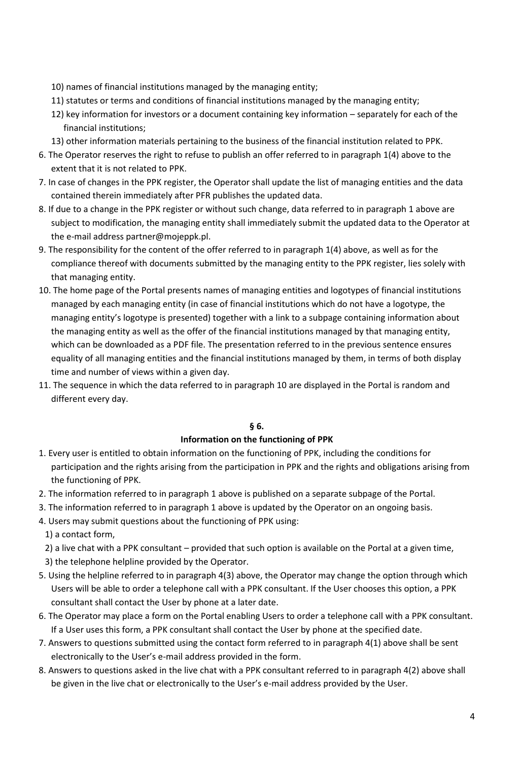10) names of financial institutions managed by the managing entity;

11) statutes or terms and conditions of financial institutions managed by the managing entity;

12) key information for investors or a document containing key information – separately for each of the financial institutions;

13) other information materials pertaining to the business of the financial institution related to PPK.

6. The Operator reserves the right to refuse to publish an offer referred to in paragraph 1(4) above to the extent that it is not related to PPK.
7. In case of changes in the PPK register, the Operator shall update the list of managing entities and the data contained therein immediately after PFR publishes the updated data.
8. If due to a change in the PPK register or without such change, data referred to in paragraph 1 above are subject to modification, the managing entity shall immediately submit the updated data to the Operator at the e-mail address partner@mojeppk.pl.
9. The responsibility for the content of the offer referred to in paragraph 1(4) above, as well as for the compliance thereof with documents submitted by the managing entity to the PPK register, lies solely with that managing entity.
10. The home page of the Portal presents names of managing entities and logotypes of financial institutions managed by each managing entity (in case of financial institutions which do not have a logotype, the managing entity's logotype is presented) together with a link to a subpage containing information about the managing entity as well as the offer of the financial institutions managed by that managing entity, which can be downloaded as a PDF file. The presentation referred to in the previous sentence ensures equality of all managing entities and the financial institutions managed by them, in terms of both display time and number of views within a given day.
11. The sequence in which the data referred to in paragraph 10 are displayed in the Portal is random and different every day.

**§ 6.**

**Information on the functioning of PPK**

1. Every user is entitled to obtain information on the functioning of PPK, including the conditions for participation and the rights arising from the participation in PPK and the rights and obligations arising from the functioning of PPK.
2. The information referred to in paragraph 1 above is published on a separate subpage of the Portal.
3. The information referred to in paragraph 1 above is updated by the Operator on an ongoing basis.
4. Users may submit questions about the functioning of PPK using:

   1) a contact form,

   2) a live chat with a PPK consultant – provided that such option is available on the Portal at a given time,

   3) the telephone helpline provided by the Operator.

5. Using the helpline referred to in paragraph 4(3) above, the Operator may change the option through which Users will be able to order a telephone call with a PPK consultant. If the User chooses this option, a PPK consultant shall contact the User by phone at a later date.
6. The Operator may place a form on the Portal enabling Users to order a telephone call with a PPK consultant. If a User uses this form, a PPK consultant shall contact the User by phone at the specified date.
7. Answers to questions submitted using the contact form referred to in paragraph 4(1) above shall be sent electronically to the User's e-mail address provided in the form.
8. Answers to questions asked in the live chat with a PPK consultant referred to in paragraph 4(2) above shall be given in the live chat or electronically to the User's e-mail address provided by the User.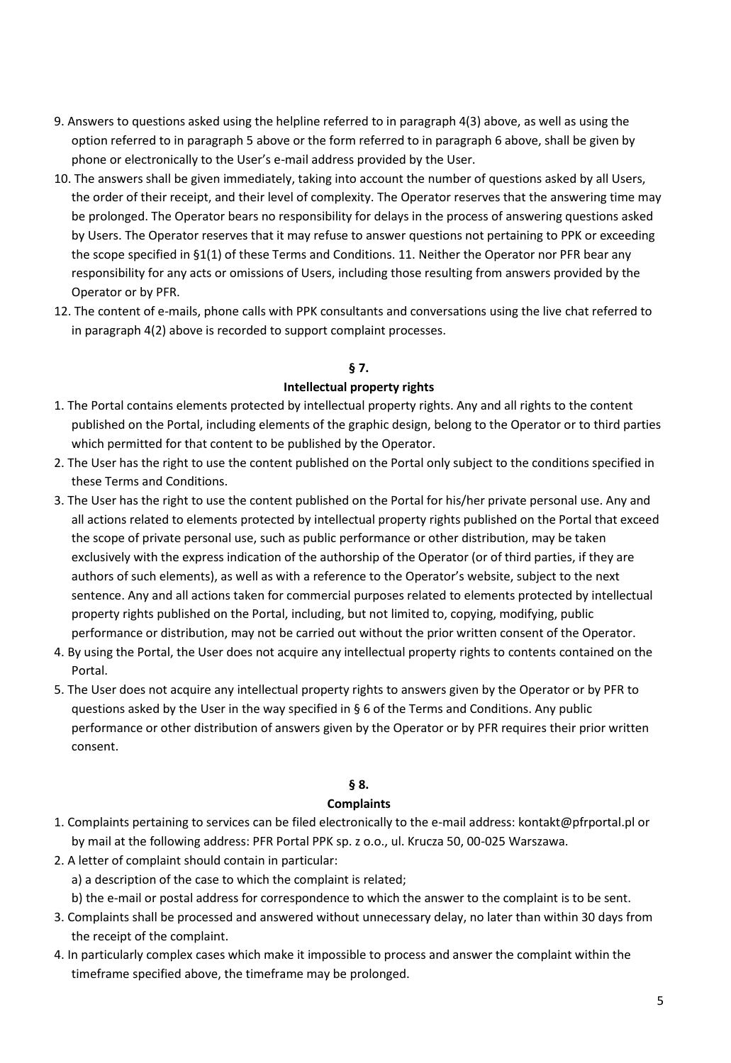9. Answers to questions asked using the helpline referred to in paragraph 4(3) above, as well as using the option referred to in paragraph 5 above or the form referred to in paragraph 6 above, shall be given by phone or electronically to the User's e-mail address provided by the User.
10. The answers shall be given immediately, taking into account the number of questions asked by all Users, the order of their receipt, and their level of complexity. The Operator reserves that the answering time may be prolonged. The Operator bears no responsibility for delays in the process of answering questions asked by Users. The Operator reserves that it may refuse to answer questions not pertaining to PPK or exceeding the scope specified in §1(1) of these Terms and Conditions. 11. Neither the Operator nor PFR bear any responsibility for any acts or omissions of Users, including those resulting from answers provided by the Operator or by PFR.
12. The content of e-mails, phone calls with PPK consultants and conversations using the live chat referred to in paragraph 4(2) above is recorded to support complaint processes.

## § 7.
## Intellectual property rights

1. The Portal contains elements protected by intellectual property rights. Any and all rights to the content published on the Portal, including elements of the graphic design, belong to the Operator or to third parties which permitted for that content to be published by the Operator.
2. The User has the right to use the content published on the Portal only subject to the conditions specified in these Terms and Conditions.
3. The User has the right to use the content published on the Portal for his/her private personal use. Any and all actions related to elements protected by intellectual property rights published on the Portal that exceed the scope of private personal use, such as public performance or other distribution, may be taken exclusively with the express indication of the authorship of the Operator (or of third parties, if they are authors of such elements), as well as with a reference to the Operator's website, subject to the next sentence. Any and all actions taken for commercial purposes related to elements protected by intellectual property rights published on the Portal, including, but not limited to, copying, modifying, public performance or distribution, may not be carried out without the prior written consent of the Operator.
4. By using the Portal, the User does not acquire any intellectual property rights to contents contained on the Portal.
5. The User does not acquire any intellectual property rights to answers given by the Operator or by PFR to questions asked by the User in the way specified in § 6 of the Terms and Conditions. Any public performance or other distribution of answers given by the Operator or by PFR requires their prior written consent.

## § 8.
## Complaints

1. Complaints pertaining to services can be filed electronically to the e-mail address: kontakt@pfrportal.pl or by mail at the following address: PFR Portal PPK sp. z o.o., ul. Krucza 50, 00-025 Warszawa.
2. A letter of complaint should contain in particular:
   a) a description of the case to which the complaint is related;
   b) the e-mail or postal address for correspondence to which the answer to the complaint is to be sent.
3. Complaints shall be processed and answered without unnecessary delay, no later than within 30 days from the receipt of the complaint.
4. In particularly complex cases which make it impossible to process and answer the complaint within the timeframe specified above, the timeframe may be prolonged.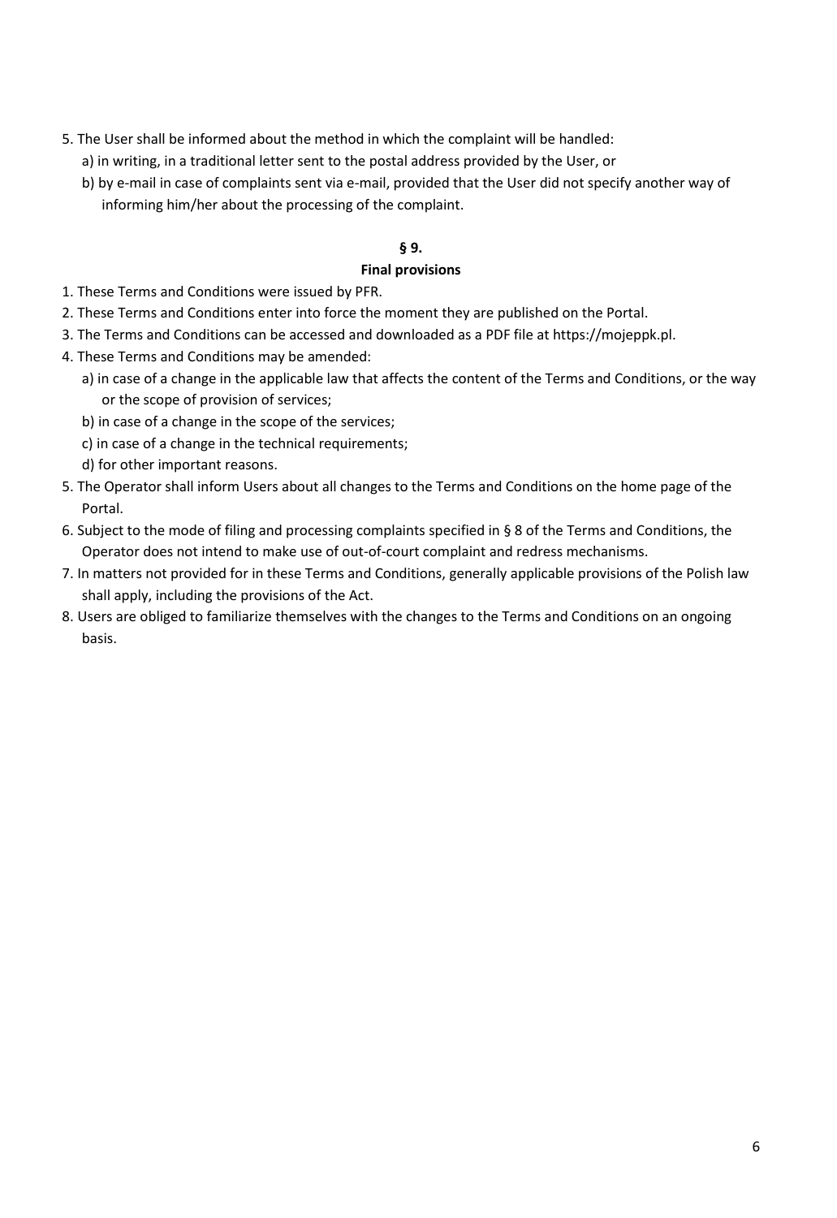5. The User shall be informed about the method in which the complaint will be handled:
   a) in writing, in a traditional letter sent to the postal address provided by the User, or
   b) by e-mail in case of complaints sent via e-mail, provided that the User did not specify another way of informing him/her about the processing of the complaint.

## § 9.
## Final provisions

1. These Terms and Conditions were issued by PFR.
2. These Terms and Conditions enter into force the moment they are published on the Portal.
3. The Terms and Conditions can be accessed and downloaded as a PDF file at https://mojeppk.pl.
4. These Terms and Conditions may be amended:
   a) in case of a change in the applicable law that affects the content of the Terms and Conditions, or the way or the scope of provision of services;
   b) in case of a change in the scope of the services;
   c) in case of a change in the technical requirements;
   d) for other important reasons.
5. The Operator shall inform Users about all changes to the Terms and Conditions on the home page of the Portal.
6. Subject to the mode of filing and processing complaints specified in § 8 of the Terms and Conditions, the Operator does not intend to make use of out-of-court complaint and redress mechanisms.
7. In matters not provided for in these Terms and Conditions, generally applicable provisions of the Polish law shall apply, including the provisions of the Act.
8. Users are obliged to familiarize themselves with the changes to the Terms and Conditions on an ongoing basis.